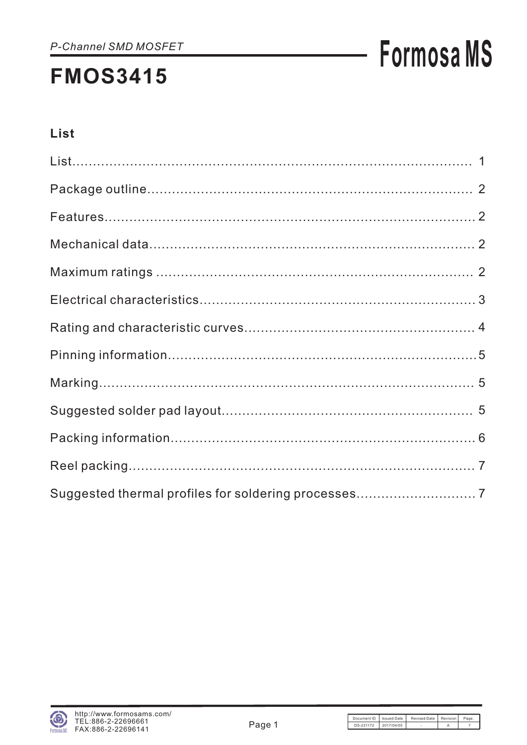*P-Channel SMD MOSFET*

# FMOS3415

## List

List........................................................................................ 1

Package outline............................................................................ 2

Features....................................................................................... 2

Mechanical data............................................................................ 2

Maximum ratings .......................................................................... 2

Electrical characteristics................................................................. 3

Rating and characteristic curves..................................................... 4

Pinning information........................................................................ 5

Marking........................................................................................ 5

Suggested solder pad layout........................................................... 5

Packing information........................................................................ 6

Reel packing.................................................................................. 7

Suggested thermal profiles for soldering processes............................ 7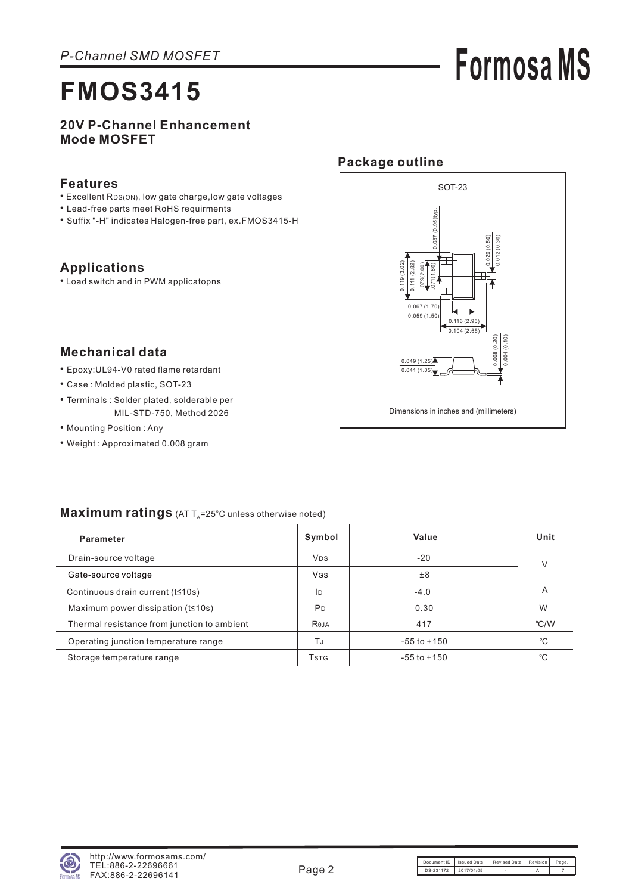*P-Channel SMD MOSFET*

**Formosa MS**

# FMOS3415

**20V P-Channel Enhancement Mode MOSFET**

## Features

- Excellent $R_{DS(ON)}$, low gate charge,low gate voltages
- Lead-free parts meet RoHS requirments
- Suffix "-H" indicates Halogen-free part, ex.FMOS3415-H

## Applications

- Load switch and in PWM applicatopns

## Mechanical data

- Epoxy:UL94-V0 rated flame retardant
- Case : Molded plastic, SOT-23
- Terminals : Solder plated, solderable per MIL-STD-750, Method 2026
- Mounting Position : Any
- Weight : Approximated 0.008 gram

## Package outline

SOT-23

0.037 (0.95)typ
0.020 (0.50)
0.012 (0.30)
0.119 (3.02)
0.111 (2.82)
.079(2.00)
.071(1.80)
0.067 (1.70)
0.059 (1.50)
0.116 (2.95)
0.104 (2.65)
0.008 (0.20)
0.004 (0.10)
0.049 (1.25)
0.041 (1.05)

Dimensions in inches and (millimeters)

## Maximum ratings (AT $T_A$=25°C unless otherwise noted)

| Parameter | Symbol | Value | Unit |
|---|---|---|---|
| Drain-source voltage | $V_{DS}$ | -20 | V |
| Gate-source voltage | $V_{GS}$ | ±8 | |
| Continuous drain current (t≤10s) | $I_D$ | -4.0 | A |
| Maximum power dissipation (t≤10s) | $P_D$ | 0.30 | W |
| Thermal resistance from junction to ambient | $R_{\theta JA}$ | 417 | ℃/W |
| Operating junction temperature range | $T_J$ | -55 to +150 | ℃ |
| Storage temperature range | $T_{STG}$ | -55 to +150 | ℃ |

http://www.formosams.com/
TEL:886-2-22696661
FAX:886-2-22696141

| Document ID | Issued Date | Revised Date | Revision | Page. |
|---|---|---|---|---|
| DS-231172 | 2017/04/05 | - | A | 7 |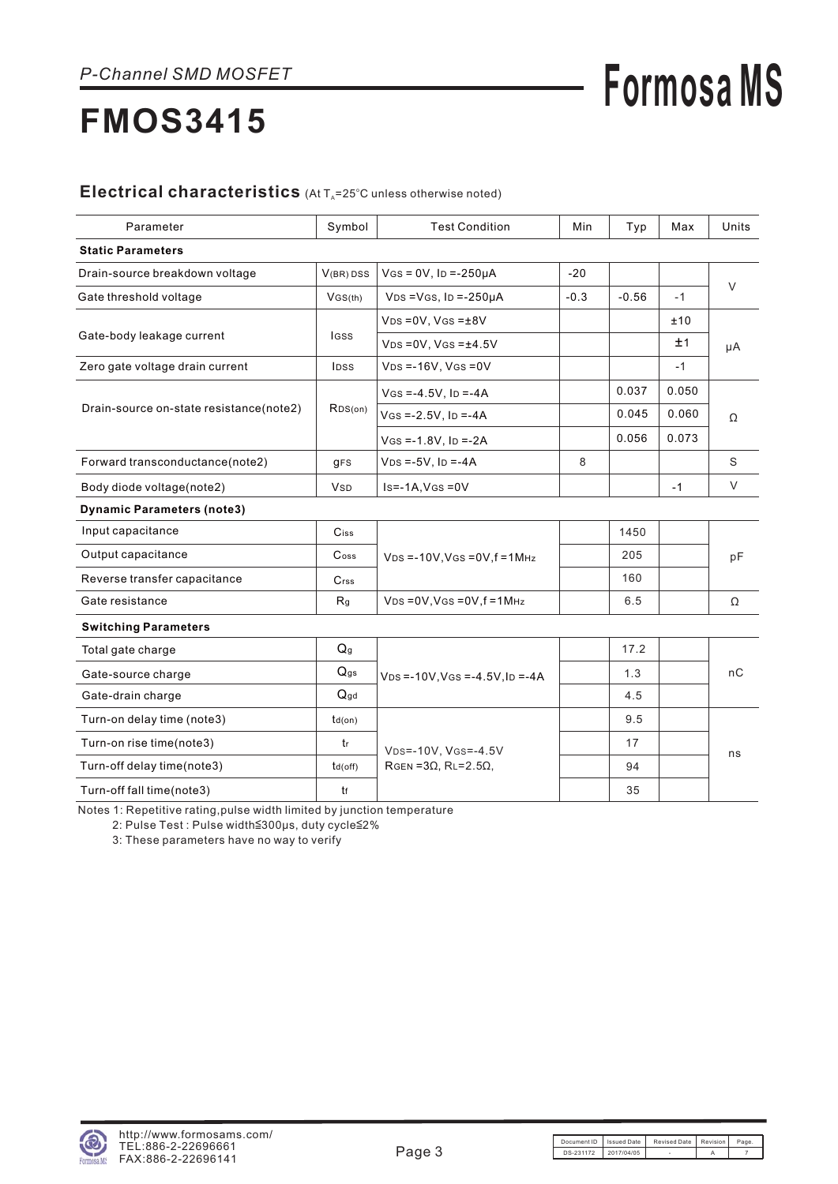*P-Channel SMD MOSFET*

# FMOS3415

## Electrical characteristics (At $T_A$=25°C unless otherwise noted)

| Parameter | Symbol | Test Condition | Min | Typ | Max | Units |
|---|---|---|---|---|---|---|
| **Static Parameters** | | | | | | |
| Drain-source breakdown voltage | $V_{(BR)DSS}$ | $V_{GS}$ = 0V, $I_D$ =-250μA | -20 | | | V |
| Gate threshold voltage | $V_{GS(th)}$ | $V_{DS}$ =$V_{GS}$, $I_D$ =-250μA | -0.3 | -0.56 | -1 | V |
| Gate-body leakage current | $I_{GSS}$ | $V_{DS}$ =0V, $V_{GS}$ =±8V | | | ±10 | μA |
| | | $V_{DS}$ =0V, $V_{GS}$ =±4.5V | | | ±1 | μA |
| Zero gate voltage drain current | $I_{DSS}$ | $V_{DS}$ =-16V, $V_{GS}$ =0V | | | -1 | μA |
| Drain-source on-state resistance(note2) | $R_{DS(on)}$ | $V_{GS}$ =-4.5V, $I_D$ =-4A | | 0.037 | 0.050 | Ω |
| | | $V_{GS}$ =-2.5V, $I_D$ =-4A | | 0.045 | 0.060 | Ω |
| | | $V_{GS}$ =-1.8V, $I_D$ =-2A | | 0.056 | 0.073 | Ω |
| Forward transconductance(note2) | $g_{FS}$ | $V_{DS}$ =-5V, $I_D$ =-4A | 8 | | | S |
| Body diode voltage(note2) | $V_{SD}$ | $I_S$=-1A,$V_{GS}$ =0V | | | -1 | V |
| **Dynamic Parameters (note3)** | | | | | | |
| Input capacitance | $C_{iss}$ | $V_{DS}$ =-10V,$V_{GS}$ =0V,f =1MHz | | 1450 | | pF |
| Output capacitance | $C_{oss}$ | $V_{DS}$ =-10V,$V_{GS}$ =0V,f =1MHz | | 205 | | pF |
| Reverse transfer capacitance | $C_{rss}$ | $V_{DS}$ =-10V,$V_{GS}$ =0V,f =1MHz | | 160 | | pF |
| Gate resistance | $R_g$ | $V_{DS}$ =0V,$V_{GS}$ =0V,f =1MHz | | 6.5 | | Ω |
| **Switching Parameters** | | | | | | |
| Total gate charge | $Q_g$ | $V_{DS}$ =-10V,$V_{GS}$ =-4.5V,$I_D$ =-4A | | 17.2 | | nC |
| Gate-source charge | $Q_{gs}$ | $V_{DS}$ =-10V,$V_{GS}$ =-4.5V,$I_D$ =-4A | | 1.3 | | nC |
| Gate-drain charge | $Q_{gd}$ | $V_{DS}$ =-10V,$V_{GS}$ =-4.5V,$I_D$ =-4A | | 4.5 | | nC |
| Turn-on delay time (note3) | $t_{d(on)}$ | $V_{DS}$=-10V, $V_{GS}$=-4.5V $R_{GEN}$ =3Ω, $R_L$=2.5Ω, | | 9.5 | | ns |
| Turn-on rise time(note3) | $t_r$ | $V_{DS}$=-10V, $V_{GS}$=-4.5V $R_{GEN}$ =3Ω, $R_L$=2.5Ω, | | 17 | | ns |
| Turn-off delay time(note3) | $t_{d(off)}$ | $V_{DS}$=-10V, $V_{GS}$=-4.5V $R_{GEN}$ =3Ω, $R_L$=2.5Ω, | | 94 | | ns |
| Turn-off fall time(note3) | $t_f$ | $V_{DS}$=-10V, $V_{GS}$=-4.5V $R_{GEN}$ =3Ω, $R_L$=2.5Ω, | | 35 | | ns |

Notes 1: Repetitive rating,pulse width limited by junction temperature

2: Pulse Test : Pulse width≦300μs, duty cycle≦2%

3: These parameters have no way to verify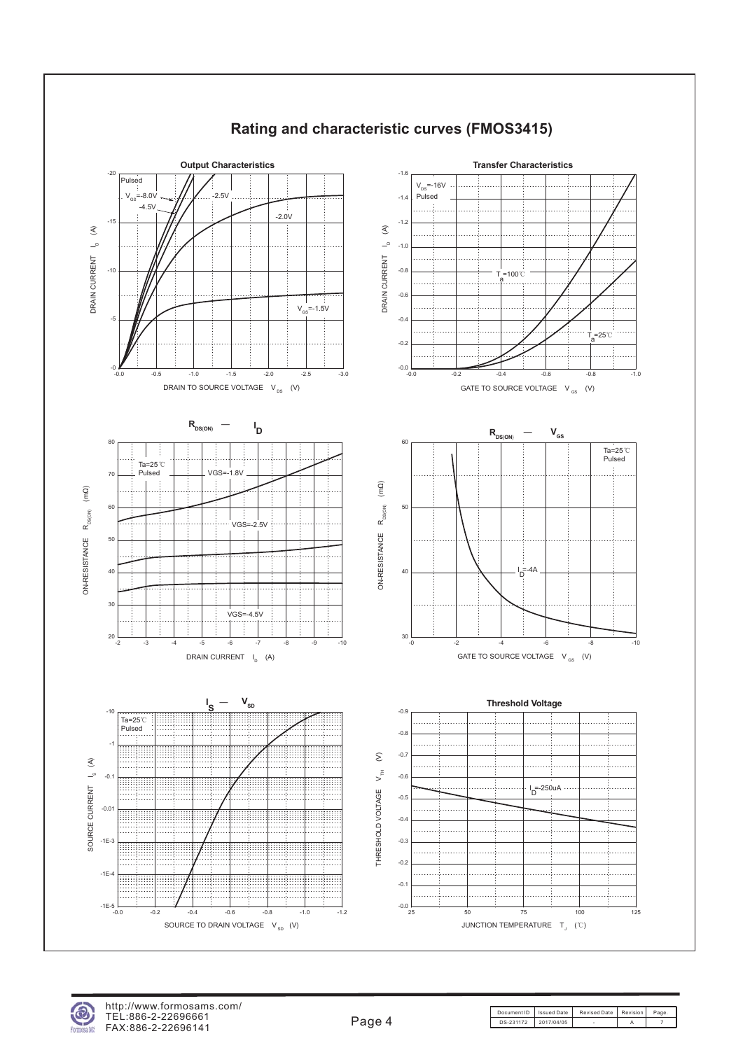# Rating and characteristic curves (FMOS3415)

### Output Characteristics

Pulsed

$V_{GS}$=-8.0V, -4.5V, -2.5V, -2.0V, $V_{GS}$=-1.5V

DRAIN CURRENT $I_D$ (A)

DRAIN TO SOURCE VOLTAGE $V_{DS}$ (V)

### Transfer Characteristics

$V_{DS}$=-16V
Pulsed

$T_a$=100℃

$T_a$=25℃

DRAIN CURRENT $I_D$ (A)

GATE TO SOURCE VOLTAGE $V_{GS}$ (V)

### $R_{DS(ON)}$ — $I_D$

Ta=25℃
Pulsed

VGS=-1.8V

VGS=-2.5V

VGS=-4.5V

ON-RESISTANCE $R_{DS(ON)}$ (mΩ)

DRAIN CURRENT $I_D$ (A)

### $R_{DS(ON)}$ — $V_{GS}$

Ta=25℃
Pulsed

$I_D$=-4A

ON-RESISTANCE $R_{DS(ON)}$ (mΩ)

GATE TO SOURCE VOLTAGE $V_{GS}$ (V)

### $I_S$ — $V_{SD}$

Ta=25℃
Pulsed

SOURCE CURRENT $I_S$ (A)

SOURCE TO DRAIN VOLTAGE $V_{SD}$ (V)

### Threshold Voltage

$I_D$=-250uA

THRESHOLD VOLTAGE $V_{TH}$ (V)

JUNCTION TEMPERATURE $T_J$ (℃)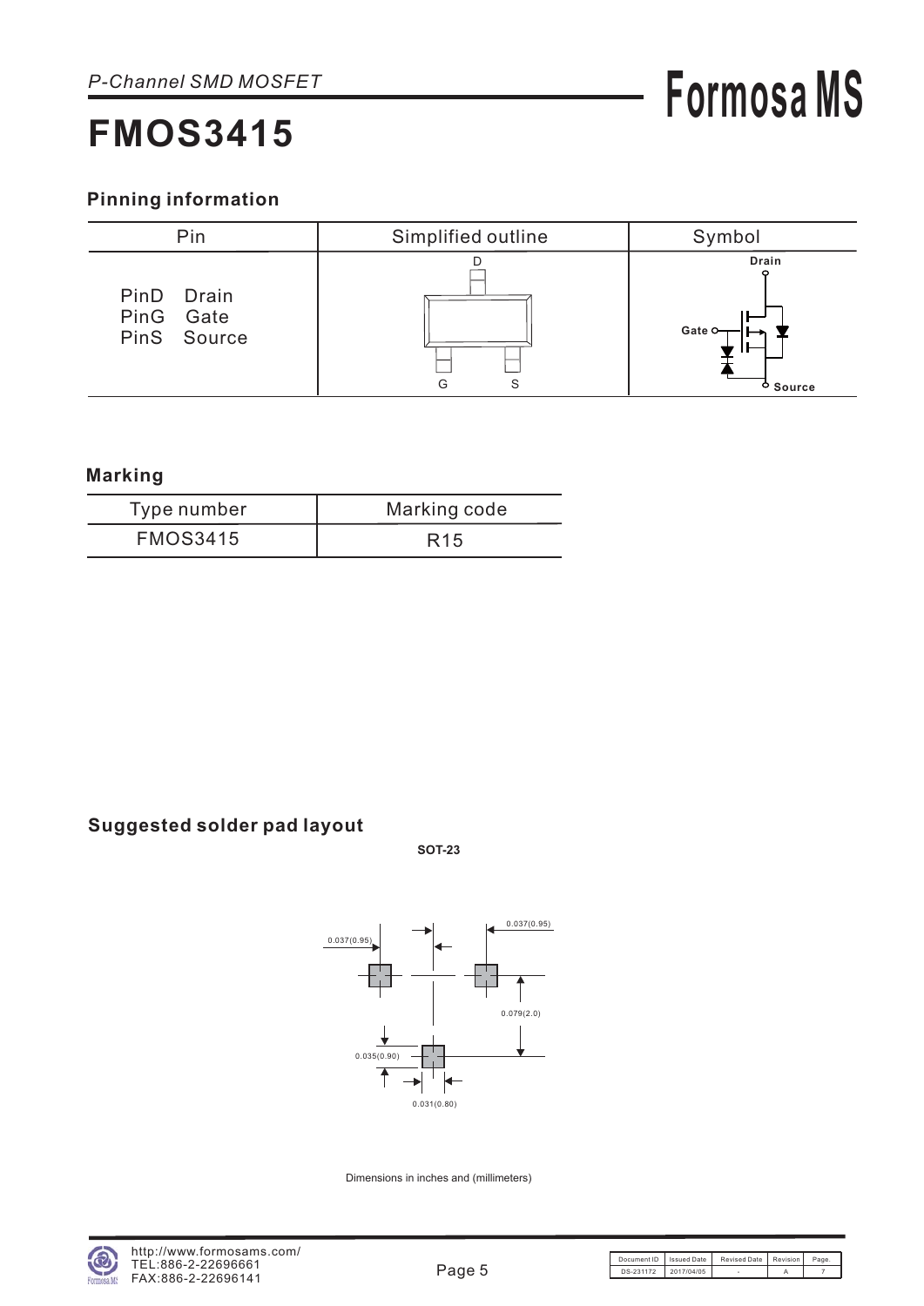*P-Channel SMD MOSFET*

# FMOS3415

## Pinning information

| Pin | Simplified outline | Symbol |
|---|---|---|
| PinD Drain<br>PinG Gate<br>PinS Source | D<br>G S | Drain<br>Gate<br>Source |

## Marking

| Type number | Marking code |
|---|---|
| FMOS3415 | R15 |

## Suggested solder pad layout

**SOT-23**

0.037(0.95) 0.037(0.95)

0.079(2.0)

0.035(0.90)

0.031(0.80)

Dimensions in inches and (millimeters)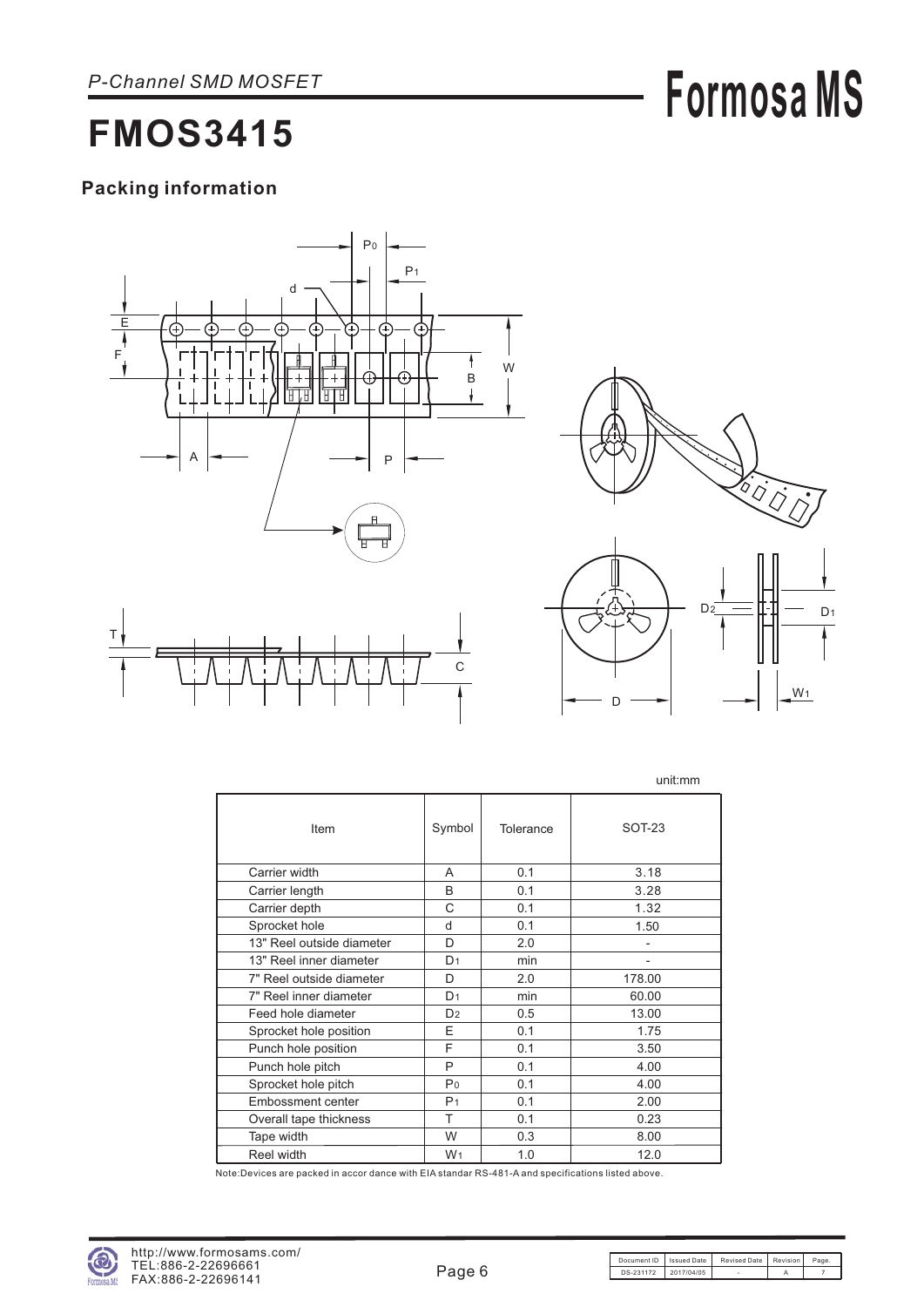*P-Channel SMD MOSFET*

# FMOS3415

## Packing information

unit:mm

| Item | Symbol | Tolerance | SOT-23 |
|---|---|---|---|
| Carrier width | A | 0.1 | 3.18 |
| Carrier length | B | 0.1 | 3.28 |
| Carrier depth | C | 0.1 | 1.32 |
| Sprocket hole | d | 0.1 | 1.50 |
| 13" Reel outside diameter | D | 2.0 | - |
| 13" Reel inner diameter | $D_1$ | min | - |
| 7" Reel outside diameter | D | 2.0 | 178.00 |
| 7" Reel inner diameter | $D_1$ | min | 60.00 |
| Feed hole diameter | $D_2$ | 0.5 | 13.00 |
| Sprocket hole position | E | 0.1 | 1.75 |
| Punch hole position | F | 0.1 | 3.50 |
| Punch hole pitch | P | 0.1 | 4.00 |
| Sprocket hole pitch | $P_0$ | 0.1 | 4.00 |
| Embossment center | $P_1$ | 0.1 | 2.00 |
| Overall tape thickness | T | 0.1 | 0.23 |
| Tape width | W | 0.3 | 8.00 |
| Reel width | $W_1$ | 1.0 | 12.0 |

Note:Devices are packed in accor dance with EIA standar RS-481-A and specifications listed above.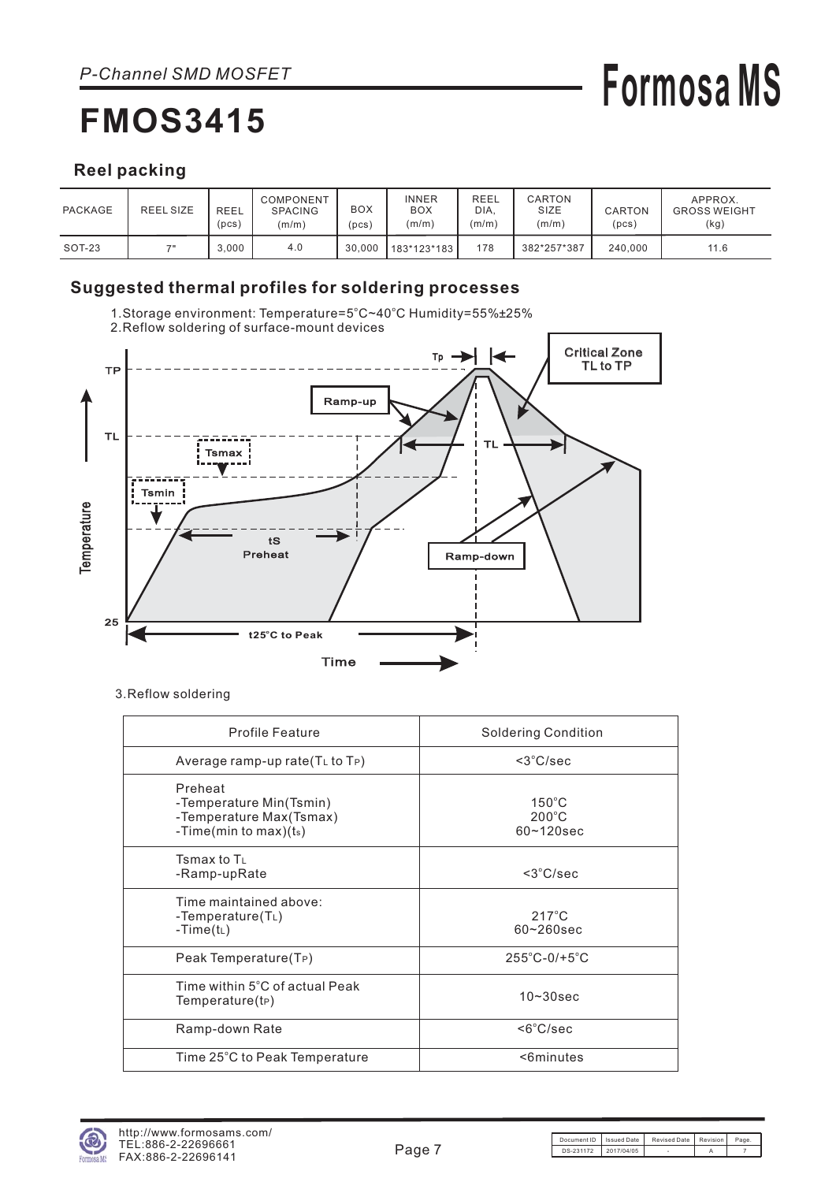# FMOS3415

P-Channel SMD MOSFET

## Reel packing

| PACKAGE | REEL SIZE | REEL (pcs) | COMPONENT SPACING (m/m) | BOX (pcs) | INNER BOX (m/m) | REEL DIA. (m/m) | CARTON SIZE (m/m) | CARTON (pcs) | APPROX. GROSS WEIGHT (kg) |
|---|---|---|---|---|---|---|---|---|---|
| SOT-23 | 7" | 3,000 | 4.0 | 30,000 | 183*123*183 | 178 | 382*257*387 | 240,000 | 11.6 |

## Suggested thermal profiles for soldering processes

1.Storage environment: Temperature=5°C~40°C Humidity=55%±25%

2.Reflow soldering of surface-mount devices

Tp
Critical Zone
TL to TP
TP
Ramp-up
TL
TL
Tsmax
Tsmin
Temperature
tS
Preheat
Ramp-down
25
t25°C to Peak
Time

3.Reflow soldering

| Profile Feature | Soldering Condition |
|---|---|
| Average ramp-up rate($T_L$ to $T_P$) | <3°C/sec |
| Preheat<br>-Temperature Min(Tsmin)<br>-Temperature Max(Tsmax)<br>-Time(min to max)($t_s$) | 150°C<br>200°C<br>60~120sec |
| Tsmax to $T_L$<br>-Ramp-upRate | <3°C/sec |
| Time maintained above:<br>-Temperature($T_L$)<br>-Time($t_L$) | 217°C<br>60~260sec |
| Peak Temperature($T_P$) | 255°C-0/+5°C |
| Time within 5°C of actual Peak Temperature($t_P$) | 10~30sec |
| Ramp-down Rate | <6°C/sec |
| Time 25°C to Peak Temperature | <6minutes |

http://www.formosams.com/
TEL:886-2-22696661
FAX:886-2-22696141

| Document ID | Issued Date | Revised Date | Revision | Page. |
|---|---|---|---|---|
| DS-231172 | 2017/04/05 | - | A | 7 |